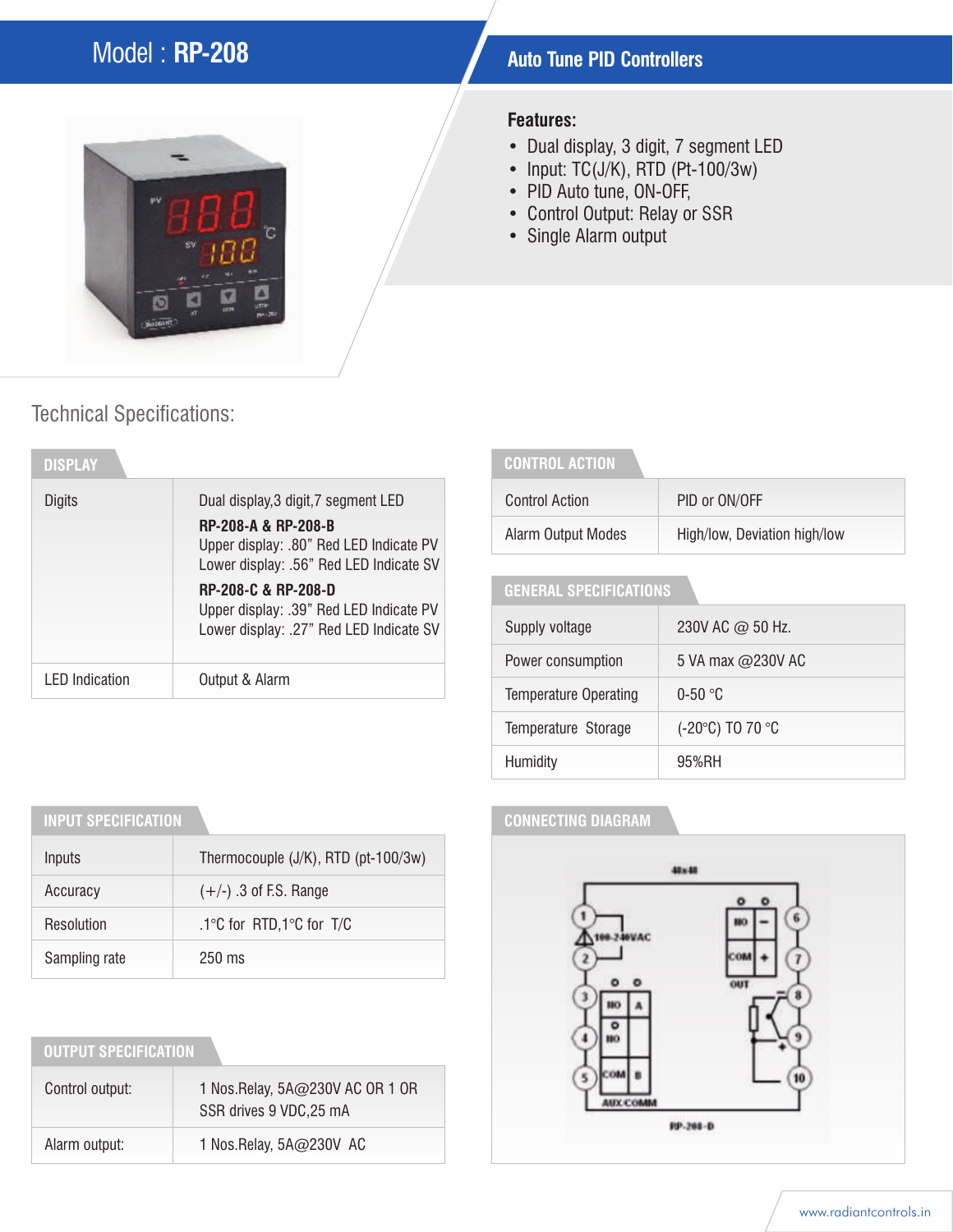# Model : RP-208

## Auto Tune PID Controllers

**Features:**

- Dual display, 3 digit, 7 segment LED
- Input: TC(J/K), RTD (Pt-100/3w)
- PID Auto tune, ON-OFF,
- Control Output: Relay or SSR
- Single Alarm output

## Technical Specifications:

### DISPLAY

| | |
|---|---|
| Digits | Dual display,3 digit,7 segment LED<br>**RP-208-A & RP-208-B**<br>Upper display: .80” Red LED Indicate PV<br>Lower display: .56” Red LED Indicate SV<br>**RP-208-C & RP-208-D**<br>Upper display: .39” Red LED Indicate PV<br>Lower display: .27” Red LED Indicate SV |
| LED Indication | Output & Alarm |

### CONTROL ACTION

| | |
|---|---|
| Control Action | PID or ON/OFF |
| Alarm Output Modes | High/low, Deviation high/low |

### GENERAL SPECIFICATIONS

| | |
|---|---|
| Supply voltage | 230V AC @ 50 Hz. |
| Power consumption | 5 VA max @230V AC |
| Temperature Operating | 0-50 °C |
| Temperature Storage | (-20°C) TO 70 °C |
| Humidity | 95%RH |

### INPUT SPECIFICATION

| | |
|---|---|
| Inputs | Thermocouple (J/K), RTD (pt-100/3w) |
| Accuracy | (+/-) .3 of F.S. Range |
| Resolution | .1°C for RTD,1°C for T/C |
| Sampling rate | 250 ms |

### OUTPUT SPECIFICATION

| | |
|---|---|
| Control output: | 1 Nos.Relay, 5A@230V AC OR 1 OR SSR drives 9 VDC,25 mA |
| Alarm output: | 1 Nos.Relay, 5A@230V AC |

### CONNECTING DIAGRAM

48x48

1, 2: 100-240VAC
3, 4, 5: NO, A, NO, COM, B — AUX/COMM
6, 7: NO, COM, −, + — OUT
8, 9, 10

RP-208-D

www.radiantcontrols.in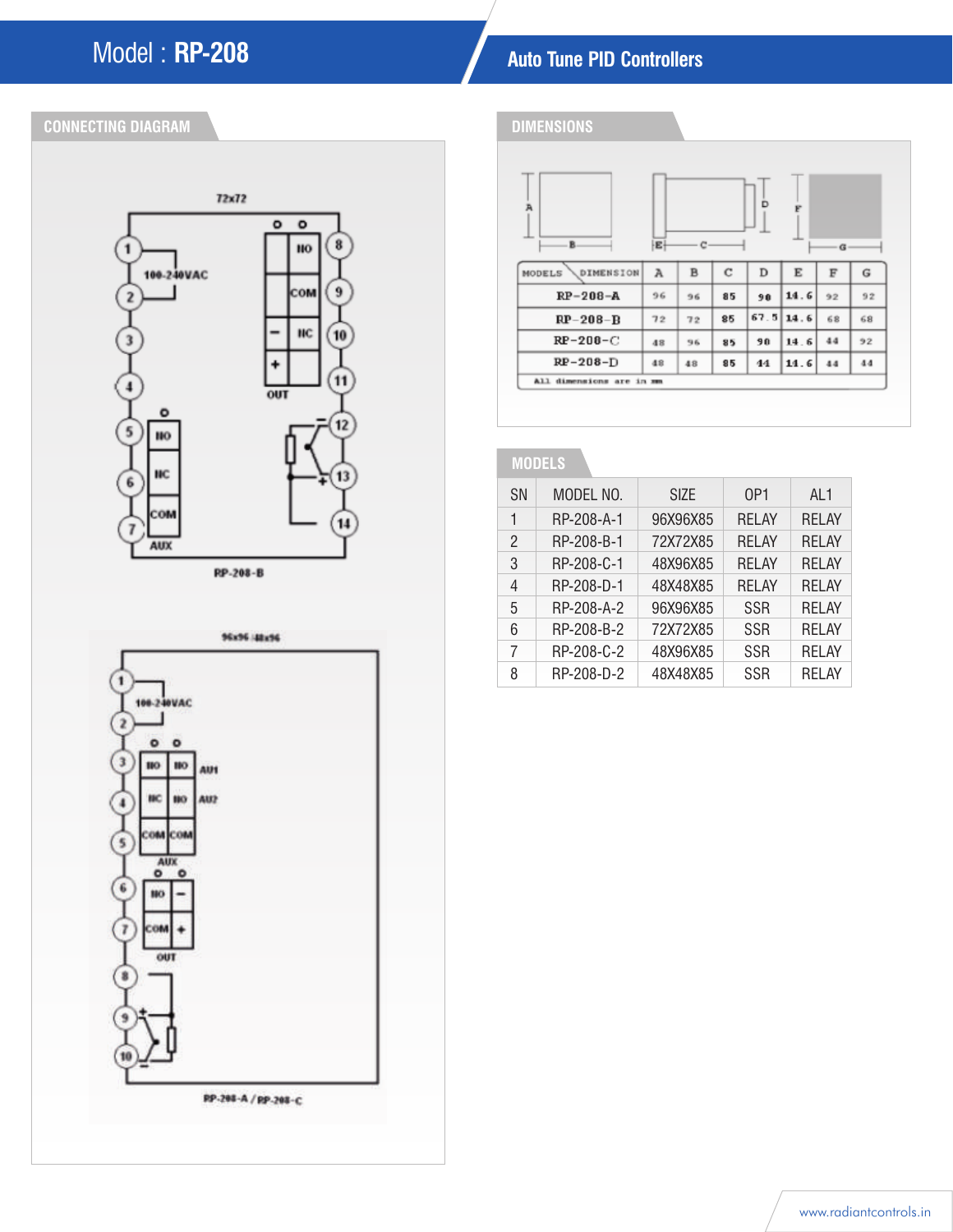# Model : RP-208

## Auto Tune PID Controllers

### CONNECTING DIAGRAM

72x72

100-240VAC

NO

COM

NC

OUT

NO

NC

COM

AUX

RP-208-B

96x96 /48x96

100-240VAC

NO NO AU1

NC NO AU2

COM COM

AUX

NO

COM

OUT

RP-208-A / RP-208-C

### DIMENSIONS

| MODELS \ DIMENSION | A | B | C | D | E | F | G |
|---|---|---|---|---|---|---|---|
| RP-208-A | 96 | 96 | 85 | 90 | 14.6 | 92 | 92 |
| RP-208-B | 72 | 72 | 85 | 67.5 | 14.6 | 68 | 68 |
| RP-208-C | 48 | 96 | 85 | 90 | 14.6 | 44 | 92 |
| RP-208-D | 48 | 48 | 85 | 44 | 14.6 | 44 | 44 |

All dimensions are in mm

### MODELS

| SN | MODEL NO. | SIZE | OP1 | AL1 |
|---|---|---|---|---|
| 1 | RP-208-A-1 | 96X96X85 | RELAY | RELAY |
| 2 | RP-208-B-1 | 72X72X85 | RELAY | RELAY |
| 3 | RP-208-C-1 | 48X96X85 | RELAY | RELAY |
| 4 | RP-208-D-1 | 48X48X85 | RELAY | RELAY |
| 5 | RP-208-A-2 | 96X96X85 | SSR | RELAY |
| 6 | RP-208-B-2 | 72X72X85 | SSR | RELAY |
| 7 | RP-208-C-2 | 48X96X85 | SSR | RELAY |
| 8 | RP-208-D-2 | 48X48X85 | SSR | RELAY |

www.radiantcontrols.in